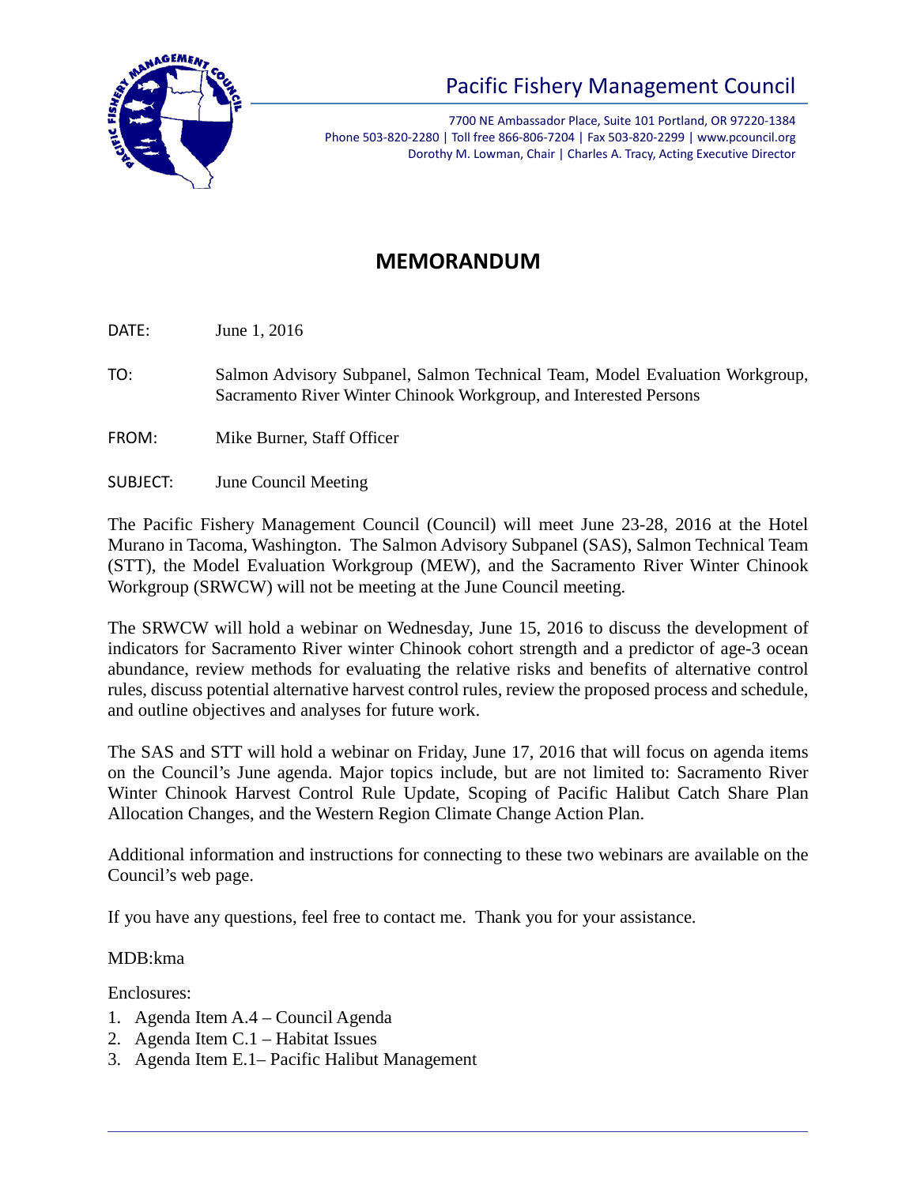# Pacific Fishery Management Council

7700 NE Ambassador Place, Suite 101 Portland, OR 97220-1384
Phone 503-820-2280 | Toll free 866-806-7204 | Fax 503-820-2299 | www.pcouncil.org
Dorothy M. Lowman, Chair | Charles A. Tracy, Acting Executive Director

## MEMORANDUM

DATE: June 1, 2016

TO: Salmon Advisory Subpanel, Salmon Technical Team, Model Evaluation Workgroup, Sacramento River Winter Chinook Workgroup, and Interested Persons

FROM: Mike Burner, Staff Officer

SUBJECT: June Council Meeting

The Pacific Fishery Management Council (Council) will meet June 23-28, 2016 at the Hotel Murano in Tacoma, Washington. The Salmon Advisory Subpanel (SAS), Salmon Technical Team (STT), the Model Evaluation Workgroup (MEW), and the Sacramento River Winter Chinook Workgroup (SRWCW) will not be meeting at the June Council meeting.

The SRWCW will hold a webinar on Wednesday, June 15, 2016 to discuss the development of indicators for Sacramento River winter Chinook cohort strength and a predictor of age-3 ocean abundance, review methods for evaluating the relative risks and benefits of alternative control rules, discuss potential alternative harvest control rules, review the proposed process and schedule, and outline objectives and analyses for future work.

The SAS and STT will hold a webinar on Friday, June 17, 2016 that will focus on agenda items on the Council's June agenda. Major topics include, but are not limited to: Sacramento River Winter Chinook Harvest Control Rule Update, Scoping of Pacific Halibut Catch Share Plan Allocation Changes, and the Western Region Climate Change Action Plan.

Additional information and instructions for connecting to these two webinars are available on the Council's web page.

If you have any questions, feel free to contact me. Thank you for your assistance.

MDB:kma

Enclosures:

1. Agenda Item A.4 – Council Agenda
2. Agenda Item C.1 – Habitat Issues
3. Agenda Item E.1– Pacific Halibut Management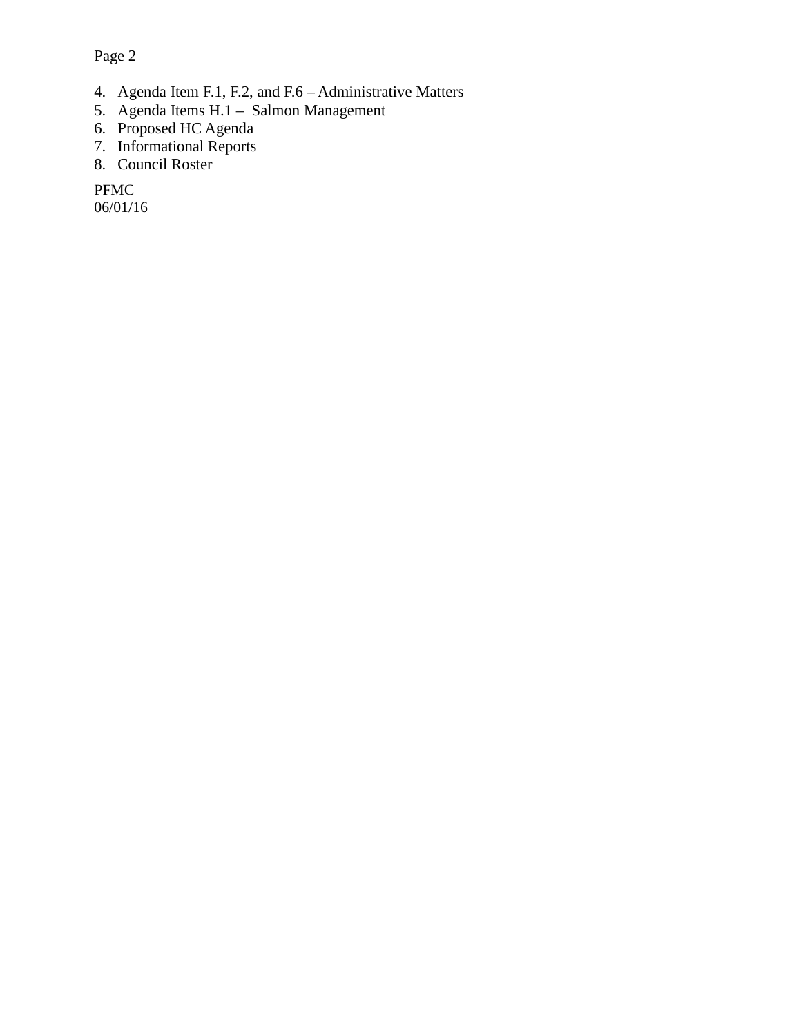4. Agenda Item F.1, F.2, and F.6 – Administrative Matters
5. Agenda Items H.1 – Salmon Management
6. Proposed HC Agenda
7. Informational Reports
8. Council Roster

PFMC
06/01/16